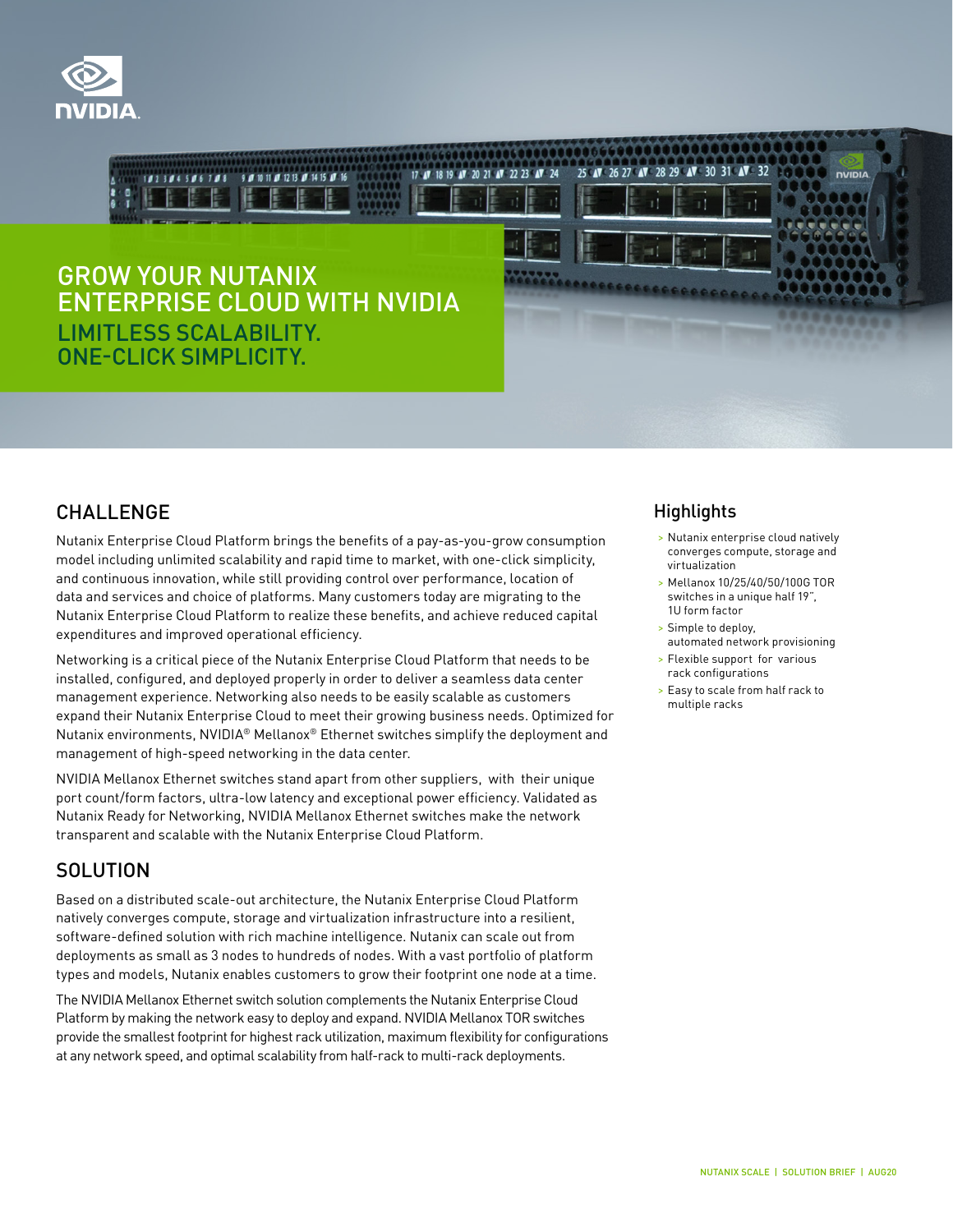# GROW YOUR NUTANIX ENTERPRISE CLOUD WITH NVIDIA

## LIMITLESS SCALABILITY. ONE-CLICK SIMPLICITY.

## CHALLENGE

Nutanix Enterprise Cloud Platform brings the benefits of a pay-as-you-grow consumption model including unlimited scalability and rapid time to market, with one-click simplicity, and continuous innovation, while still providing control over performance, location of data and services and choice of platforms. Many customers today are migrating to the Nutanix Enterprise Cloud Platform to realize these benefits, and achieve reduced capital expenditures and improved operational efficiency.

Networking is a critical piece of the Nutanix Enterprise Cloud Platform that needs to be installed, configured, and deployed properly in order to deliver a seamless data center management experience. Networking also needs to be easily scalable as customers expand their Nutanix Enterprise Cloud to meet their growing business needs. Optimized for Nutanix environments, NVIDIA® Mellanox® Ethernet switches simplify the deployment and management of high-speed networking in the data center.

NVIDIA Mellanox Ethernet switches stand apart from other suppliers, with their unique port count/form factors, ultra-low latency and exceptional power efficiency. Validated as Nutanix Ready for Networking, NVIDIA Mellanox Ethernet switches make the network transparent and scalable with the Nutanix Enterprise Cloud Platform.

## SOLUTION

Based on a distributed scale-out architecture, the Nutanix Enterprise Cloud Platform natively converges compute, storage and virtualization infrastructure into a resilient, software-defined solution with rich machine intelligence. Nutanix can scale out from deployments as small as 3 nodes to hundreds of nodes. With a vast portfolio of platform types and models, Nutanix enables customers to grow their footprint one node at a time.

The NVIDIA Mellanox Ethernet switch solution complements the Nutanix Enterprise Cloud Platform by making the network easy to deploy and expand. NVIDIA Mellanox TOR switches provide the smallest footprint for highest rack utilization, maximum flexibility for configurations at any network speed, and optimal scalability from half-rack to multi-rack deployments.

## Highlights

- Nutanix enterprise cloud natively converges compute, storage and virtualization
- Mellanox 10/25/40/50/100G TOR switches in a unique half 19", 1U form factor
- Simple to deploy, automated network provisioning
- Flexible support for various rack configurations
- Easy to scale from half rack to multiple racks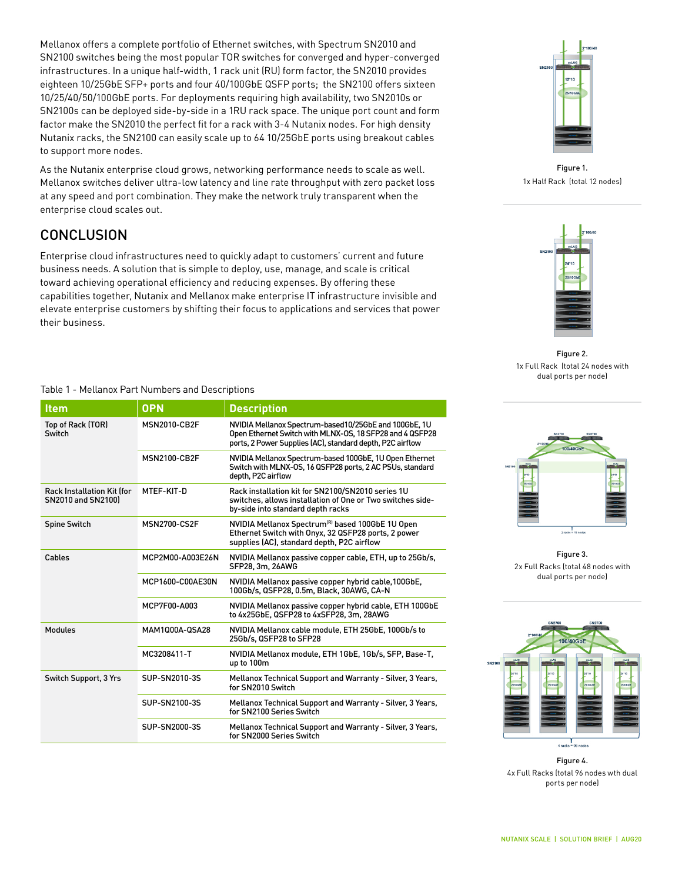Mellanox offers a complete portfolio of Ethernet switches, with Spectrum SN2010 and SN2100 switches being the most popular TOR switches for converged and hyper-converged infrastructures. In a unique half-width, 1 rack unit (RU) form factor, the SN2010 provides eighteen 10/25GbE SFP+ ports and four 40/100GbE QSFP ports; the SN2100 offers sixteen 10/25/40/50/100GbE ports. For deployments requiring high availability, two SN2010s or SN2100s can be deployed side-by-side in a 1RU rack space. The unique port count and form factor make the SN2010 the perfect fit for a rack with 3-4 Nutanix nodes. For high density Nutanix racks, the SN2100 can easily scale up to 64 10/25GbE ports using breakout cables to support more nodes.

As the Nutanix enterprise cloud grows, networking performance needs to scale as well. Mellanox switches deliver ultra-low latency and line rate throughput with zero packet loss at any speed and port combination. They make the network truly transparent when the enterprise cloud scales out.

## CONCLUSION

Enterprise cloud infrastructures need to quickly adapt to customers' current and future business needs. A solution that is simple to deploy, use, manage, and scale is critical toward achieving operational efficiency and reducing expenses. By offering these capabilities together, Nutanix and Mellanox make enterprise IT infrastructure invisible and elevate enterprise customers by shifting their focus to applications and services that power their business.

Figure 1.
1x Half Rack (total 12 nodes)

Figure 2.
1x Full Rack (total 24 nodes with dual ports per node)

Figure 3.
2x Full Racks (total 48 nodes with dual ports per node)

Figure 4.
4x Full Racks (total 96 nodes wth dual ports per node)

Table 1 - Mellanox Part Numbers and Descriptions

| Item | OPN | Description |
|---|---|---|
| Top of Rack (TOR) Switch | MSN2010-CB2F | NVIDIA Mellanox Spectrum-based10/25GbE and 100GbE, 1U Open Ethernet Switch with MLNX-OS, 18 SFP28 and 4 QSFP28 ports, 2 Power Supplies (AC), standard depth, P2C airflow |
| | MSN2100-CB2F | NVIDIA Mellanox Spectrum-based 100GbE, 1U Open Ethernet Switch with MLNX-OS, 16 QSFP28 ports, 2 AC PSUs, standard depth, P2C airflow |
| Rack Installation Kit (for SN2010 and SN2100) | MTEF-KIT-D | Rack installation kit for SN2100/SN2010 series 1U switches, allows installation of One or Two switches side-by-side into standard depth racks |
| Spine Switch | MSN2700-CS2F | NVIDIA Mellanox Spectrum(R) based 100GbE 1U Open Ethernet Switch with Onyx, 32 QSFP28 ports, 2 power supplies (AC), standard depth, P2C airflow |
| Cables | MCP2M00-A003E26N | NVIDIA Mellanox passive copper cable, ETH, up to 25Gb/s, SFP28, 3m, 26AWG |
| | MCP1600-C00AE30N | NVIDIA Mellanox passive copper hybrid cable,100GbE, 100Gb/s, QSFP28, 0.5m, Black, 30AWG, CA-N |
| | MCP7F00-A003 | NVIDIA Mellanox passive copper hybrid cable, ETH 100GbE to 4x25GbE, QSFP28 to 4xSFP28, 3m, 28AWG |
| Modules | MAM1Q00A-QSA28 | NVIDIA Mellanox cable module, ETH 25GbE, 100Gb/s to 25Gb/s, QSFP28 to SFP28 |
| | MC3208411-T | NVIDIA Mellanox module, ETH 1GbE, 1Gb/s, SFP, Base-T, up to 100m |
| Switch Support, 3 Yrs | SUP-SN2010-3S | Mellanox Technical Support and Warranty - Silver, 3 Years, for SN2010 Switch |
| | SUP-SN2100-3S | Mellanox Technical Support and Warranty - Silver, 3 Years, for SN2100 Series Switch |
| | SUP-SN2000-3S | Mellanox Technical Support and Warranty - Silver, 3 Years, for SN2000 Series Switch |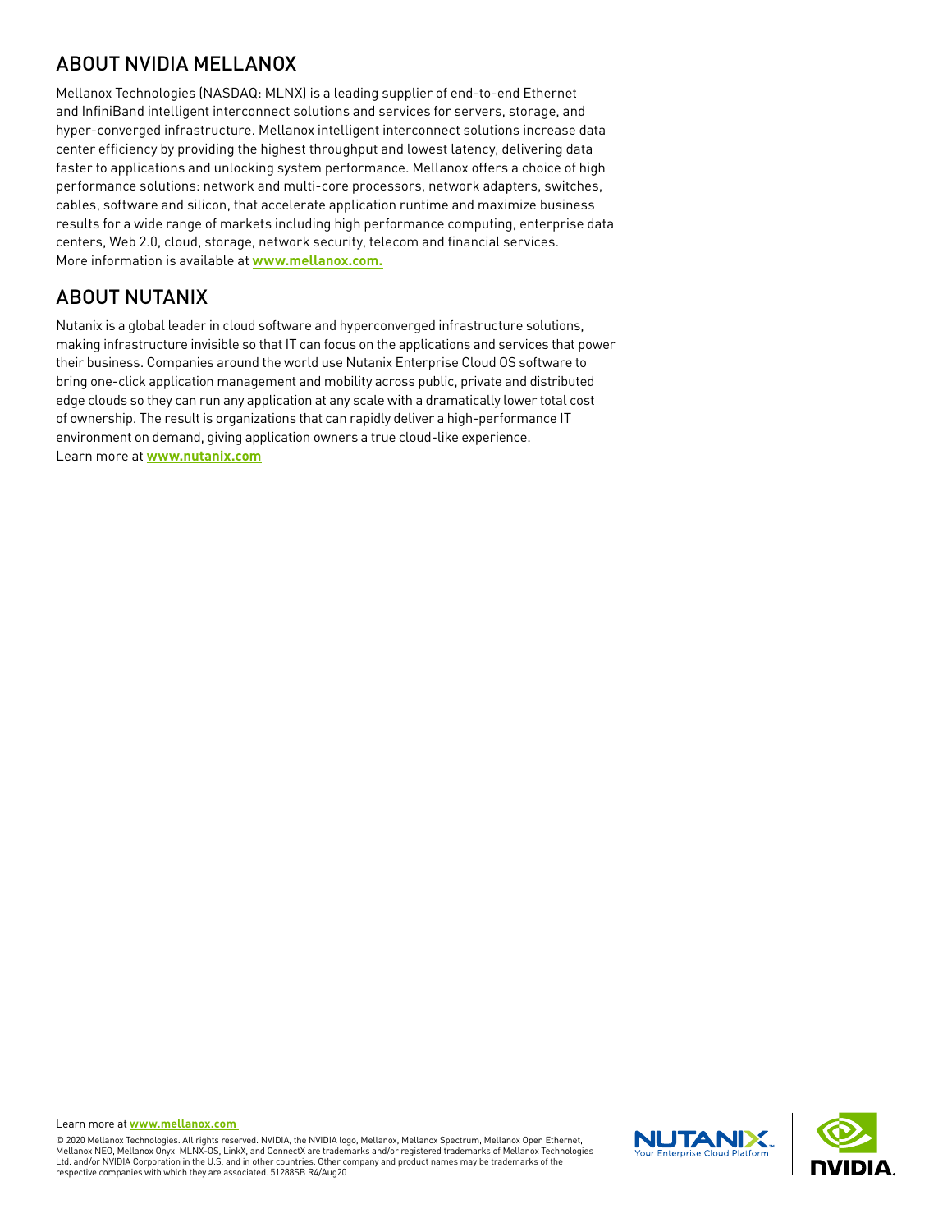## ABOUT NVIDIA MELLANOX

Mellanox Technologies (NASDAQ: MLNX) is a leading supplier of end-to-end Ethernet and InfiniBand intelligent interconnect solutions and services for servers, storage, and hyper-converged infrastructure. Mellanox intelligent interconnect solutions increase data center efficiency by providing the highest throughput and lowest latency, delivering data faster to applications and unlocking system performance. Mellanox offers a choice of high performance solutions: network and multi-core processors, network adapters, switches, cables, software and silicon, that accelerate application runtime and maximize business results for a wide range of markets including high performance computing, enterprise data centers, Web 2.0, cloud, storage, network security, telecom and financial services. More information is available at **www.mellanox.com.**

## ABOUT NUTANIX

Nutanix is a global leader in cloud software and hyperconverged infrastructure solutions, making infrastructure invisible so that IT can focus on the applications and services that power their business. Companies around the world use Nutanix Enterprise Cloud OS software to bring one-click application management and mobility across public, private and distributed edge clouds so they can run any application at any scale with a dramatically lower total cost of ownership. The result is organizations that can rapidly deliver a high-performance IT environment on demand, giving application owners a true cloud-like experience. Learn more at **www.nutanix.com**

Learn more at **www.mellanox.com**

© 2020 Mellanox Technologies. All rights reserved. NVIDIA, the NVIDIA logo, Mellanox, Mellanox Spectrum, Mellanox Open Ethernet, Mellanox NEO, Mellanox Onyx, MLNX-OS, LinkX, and ConnectX are trademarks and/or registered trademarks of Mellanox Technologies Ltd. and/or NVIDIA Corporation in the U.S, and in other countries. Other company and product names may be trademarks of the respective companies with which they are associated. 51288SB R4/Aug20

NUTANIX
Your Enterprise Cloud Platform

NVIDIA.